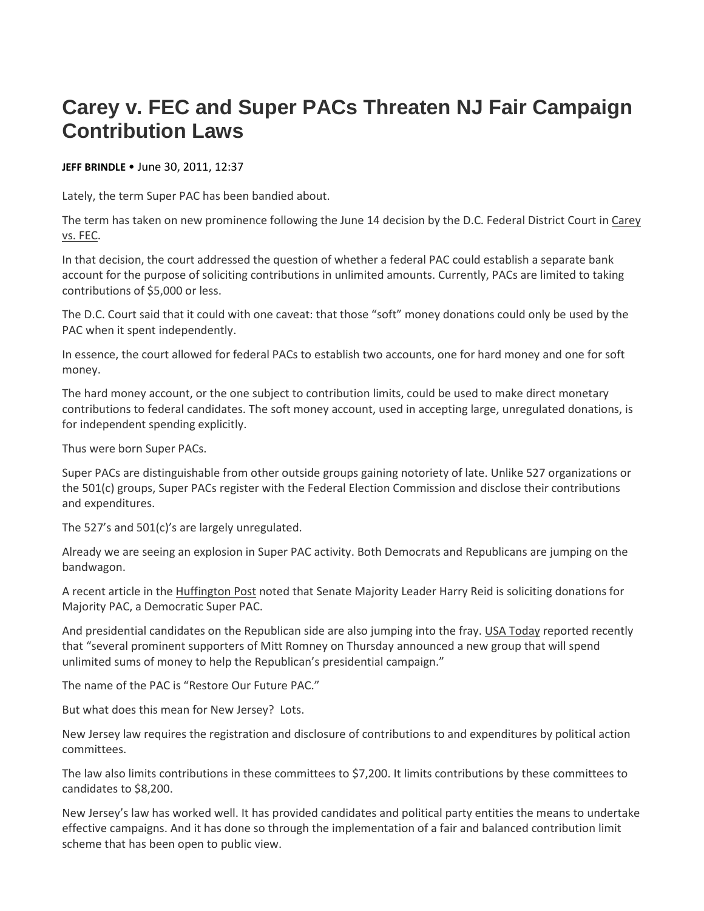# Carey v. FEC and Super PACs Threaten NJ Fair Campaign Contribution Laws

**JEFF BRINDLE** • June 30, 2011, 12:37

Lately, the term Super PAC has been bandied about.

The term has taken on new prominence following the June 14 decision by the D.C. Federal District Court in Carey vs. FEC.

In that decision, the court addressed the question of whether a federal PAC could establish a separate bank account for the purpose of soliciting contributions in unlimited amounts. Currently, PACs are limited to taking contributions of $5,000 or less.

The D.C. Court said that it could with one caveat: that those "soft" money donations could only be used by the PAC when it spent independently.

In essence, the court allowed for federal PACs to establish two accounts, one for hard money and one for soft money.

The hard money account, or the one subject to contribution limits, could be used to make direct monetary contributions to federal candidates. The soft money account, used in accepting large, unregulated donations, is for independent spending explicitly.

Thus were born Super PACs.

Super PACs are distinguishable from other outside groups gaining notoriety of late. Unlike 527 organizations or the 501(c) groups, Super PACs register with the Federal Election Commission and disclose their contributions and expenditures.

The 527's and 501(c)'s are largely unregulated.

Already we are seeing an explosion in Super PAC activity. Both Democrats and Republicans are jumping on the bandwagon.

A recent article in the Huffington Post noted that Senate Majority Leader Harry Reid is soliciting donations for Majority PAC, a Democratic Super PAC.

And presidential candidates on the Republican side are also jumping into the fray. USA Today reported recently that "several prominent supporters of Mitt Romney on Thursday announced a new group that will spend unlimited sums of money to help the Republican's presidential campaign."

The name of the PAC is "Restore Our Future PAC."

But what does this mean for New Jersey? Lots.

New Jersey law requires the registration and disclosure of contributions to and expenditures by political action committees.

The law also limits contributions in these committees to $7,200. It limits contributions by these committees to candidates to $8,200.

New Jersey's law has worked well. It has provided candidates and political party entities the means to undertake effective campaigns. And it has done so through the implementation of a fair and balanced contribution limit scheme that has been open to public view.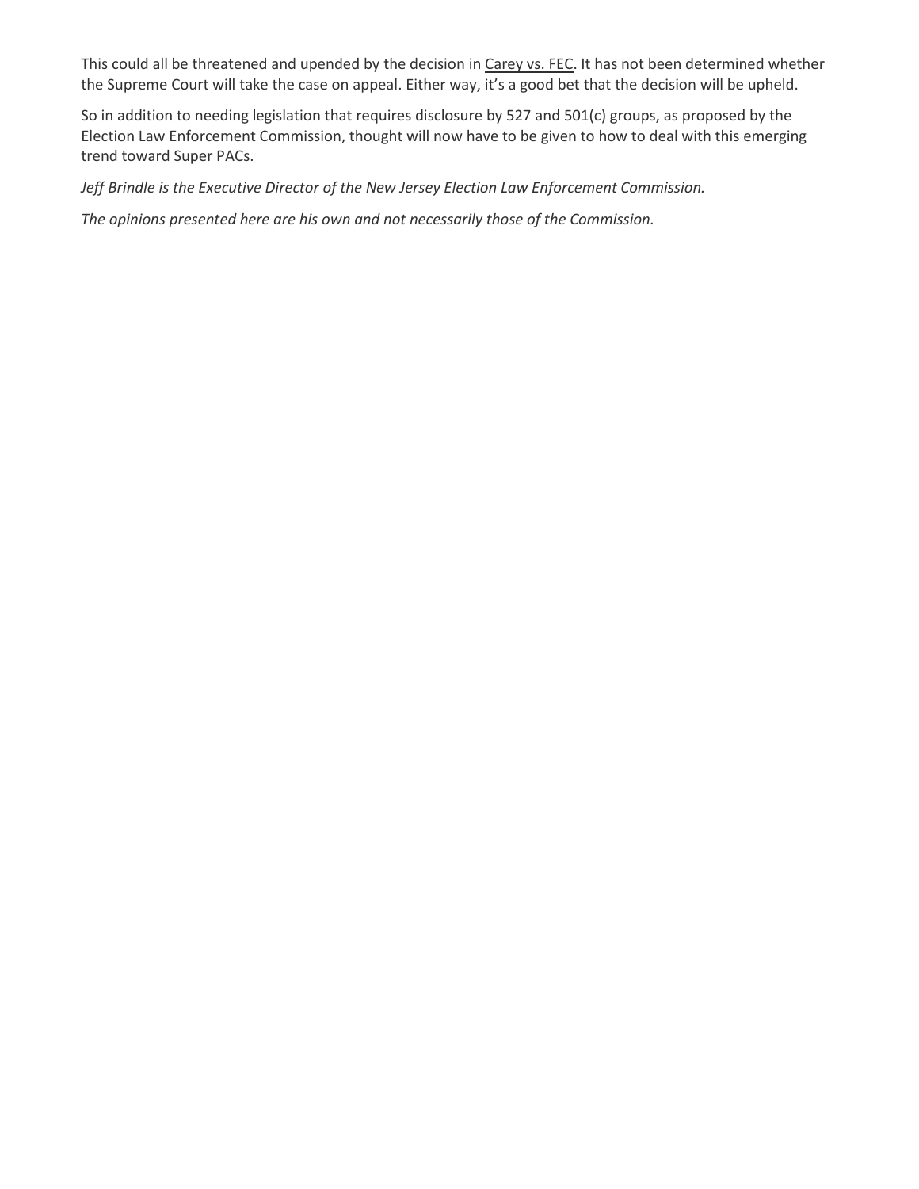This could all be threatened and upended by the decision in Carey vs. FEC. It has not been determined whether the Supreme Court will take the case on appeal. Either way, it's a good bet that the decision will be upheld.

So in addition to needing legislation that requires disclosure by 527 and 501(c) groups, as proposed by the Election Law Enforcement Commission, thought will now have to be given to how to deal with this emerging trend toward Super PACs.

*Jeff Brindle is the Executive Director of the New Jersey Election Law Enforcement Commission.*

*The opinions presented here are his own and not necessarily those of the Commission.*